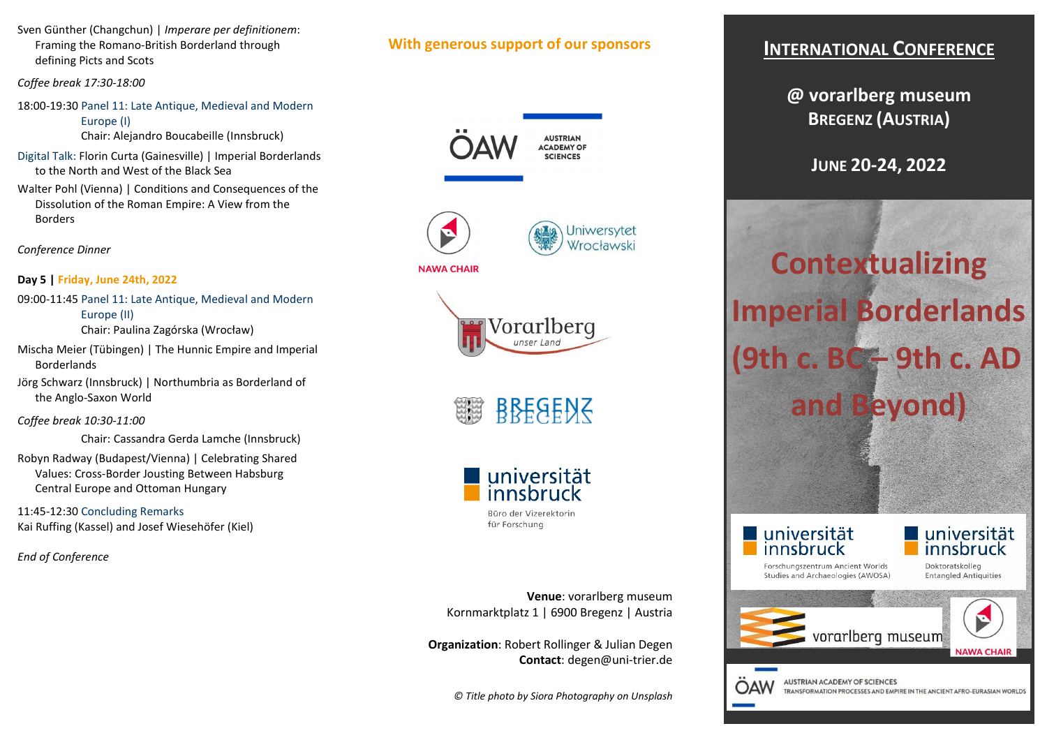Sven Günther (Changchun) | *Imperare per definitionem*: Framing the Romano-British Borderland through defining Picts and Scots

*Coffee break 17:30-18:00*

18:00-19:30 Panel 11: Late Antique, Medieval and Modern Europe (I)
Chair: Alejandro Boucabeille (Innsbruck)

Digital Talk: Florin Curta (Gainesville) | Imperial Borderlands to the North and West of the Black Sea

Walter Pohl (Vienna) | Conditions and Consequences of the Dissolution of the Roman Empire: A View from the Borders

*Conference Dinner*

**Day 5 | Friday, June 24th, 2022**

09:00-11:45 Panel 11: Late Antique, Medieval and Modern Europe (II)
Chair: Paulina Zagórska (Wrocław)

Mischa Meier (Tübingen) | The Hunnic Empire and Imperial Borderlands

Jörg Schwarz (Innsbruck) | Northumbria as Borderland of the Anglo-Saxon World

*Coffee break 10:30-11:00*

Chair: Cassandra Gerda Lamche (Innsbruck)

Robyn Radway (Budapest/Vienna) | Celebrating Shared Values: Cross-Border Jousting Between Habsburg Central Europe and Ottoman Hungary

11:45-12:30 Concluding Remarks
Kai Ruffing (Kassel) and Josef Wiesehöfer (Kiel)

*End of Conference*

**With generous support of our sponsors**

ÖAW Austrian Academy of Sciences

NAWA Chair

Uniwersytet Wrocławski

Vorarlberg unser Land

Bregenz

universität innsbruck
Büro der Vizerektorin für Forschung

**Venue**: vorarlberg museum
Kornmarktplatz 1 | 6900 Bregenz | Austria

**Organization**: Robert Rollinger & Julian Degen
**Contact**: degen@uni-trier.de

*© Title photo by Siora Photography on Unsplash*

# International Conference

## @ vorarlberg museum
## Bregenz (Austria)

## June 20-24, 2022

# Contextualizing Imperial Borderlands (9th c. BC – 9th c. AD and Beyond)

universität innsbruck
Forschungszentrum Ancient Worlds Studies and Archaeologies (AWOSA)

universität innsbruck
Doktoratskolleg Entangled Antiquities

vorarlberg museum

NAWA Chair

ÖAW Austrian Academy of Sciences
Transformation Processes and Empire in the Ancient Afro-Eurasian Worlds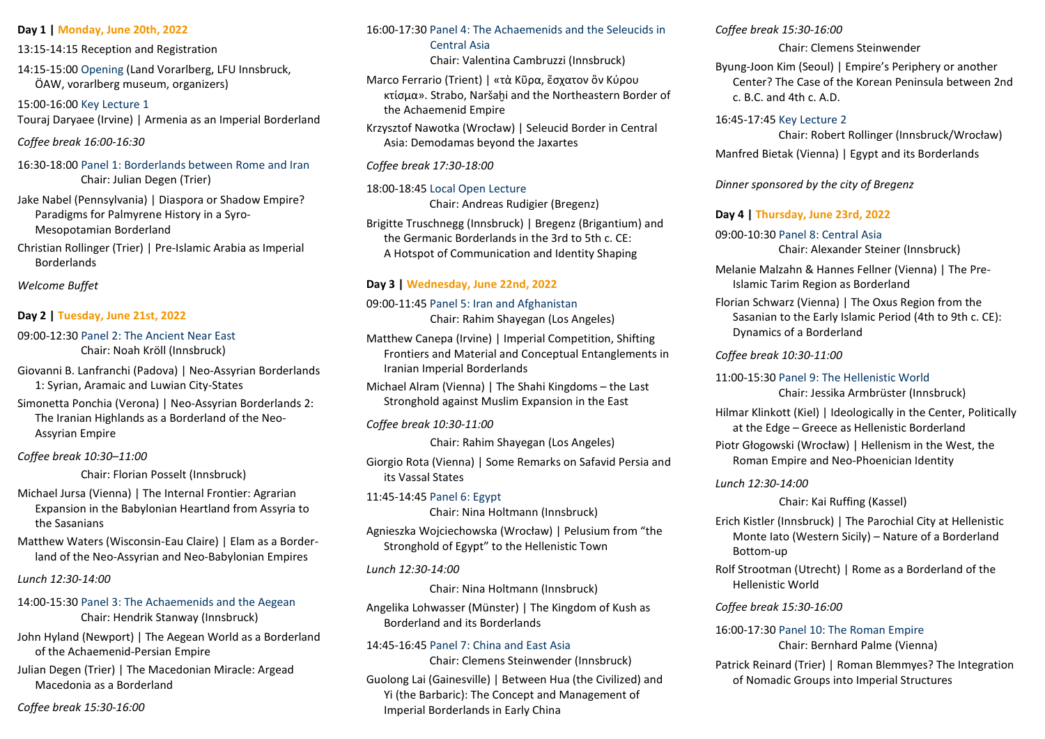**Day 1 | Monday, June 20th, 2022**

13:15-14:15 Reception and Registration

14:15-15:00 Opening (Land Vorarlberg, LFU Innsbruck, ÖAW, vorarlberg museum, organizers)

15:00-16:00 Key Lecture 1

Touraj Daryaee (Irvine) | Armenia as an Imperial Borderland

*Coffee break 16:00-16:30*

16:30-18:00 Panel 1: Borderlands between Rome and Iran
Chair: Julian Degen (Trier)

Jake Nabel (Pennsylvania) | Diaspora or Shadow Empire? Paradigms for Palmyrene History in a Syro-Mesopotamian Borderland

Christian Rollinger (Trier) | Pre-Islamic Arabia as Imperial Borderlands

*Welcome Buffet*

**Day 2 | Tuesday, June 21st, 2022**

09:00-12:30 Panel 2: The Ancient Near East
Chair: Noah Kröll (Innsbruck)

Giovanni B. Lanfranchi (Padova) | Neo-Assyrian Borderlands 1: Syrian, Aramaic and Luwian City-States

Simonetta Ponchia (Verona) | Neo-Assyrian Borderlands 2: The Iranian Highlands as a Borderland of the Neo-Assyrian Empire

*Coffee break 10:30–11:00*

Chair: Florian Posselt (Innsbruck)

Michael Jursa (Vienna) | The Internal Frontier: Agrarian Expansion in the Babylonian Heartland from Assyria to the Sasanians

Matthew Waters (Wisconsin-Eau Claire) | Elam as a Border-land of the Neo-Assyrian and Neo-Babylonian Empires

*Lunch 12:30-14:00*

14:00-15:30 Panel 3: The Achaemenids and the Aegean
Chair: Hendrik Stanway (Innsbruck)

John Hyland (Newport) | The Aegean World as a Borderland of the Achaemenid-Persian Empire

Julian Degen (Trier) | The Macedonian Miracle: Argead Macedonia as a Borderland

*Coffee break 15:30-16:00*

16:00-17:30 Panel 4: The Achaemenids and the Seleucids in Central Asia
Chair: Valentina Cambruzzi (Innsbruck)

Marco Ferrario (Trient) | «τὰ Κῦρα, ἔσχατον ὂν Κύρου κτίσμα». Strabo, Naršaḫi and the Northeastern Border of the Achaemenid Empire

Krzysztof Nawotka (Wrocław) | Seleucid Border in Central Asia: Demodamas beyond the Jaxartes

*Coffee break 17:30-18:00*

18:00-18:45 Local Open Lecture
Chair: Andreas Rudigier (Bregenz)

Brigitte Truschnegg (Innsbruck) | Bregenz (Brigantium) and the Germanic Borderlands in the 3rd to 5th c. CE: A Hotspot of Communication and Identity Shaping

**Day 3 | Wednesday, June 22nd, 2022**

09:00-11:45 Panel 5: Iran and Afghanistan
Chair: Rahim Shayegan (Los Angeles)

Matthew Canepa (Irvine) | Imperial Competition, Shifting Frontiers and Material and Conceptual Entanglements in Iranian Imperial Borderlands

Michael Alram (Vienna) | The Shahi Kingdoms – the Last Stronghold against Muslim Expansion in the East

*Coffee break 10:30-11:00*

Chair: Rahim Shayegan (Los Angeles)

Giorgio Rota (Vienna) | Some Remarks on Safavid Persia and its Vassal States

11:45-14:45 Panel 6: Egypt
Chair: Nina Holtmann (Innsbruck)

Agnieszka Wojciechowska (Wrocław) | Pelusium from “the Stronghold of Egypt” to the Hellenistic Town

*Lunch 12:30-14:00*

Chair: Nina Holtmann (Innsbruck)

Angelika Lohwasser (Münster) | The Kingdom of Kush as Borderland and its Borderlands

14:45-16:45 Panel 7: China and East Asia
Chair: Clemens Steinwender (Innsbruck)

Guolong Lai (Gainesville) | Between Hua (the Civilized) and Yi (the Barbaric): The Concept and Management of Imperial Borderlands in Early China

*Coffee break 15:30-16:00*

Chair: Clemens Steinwender

Byung-Joon Kim (Seoul) | Empire’s Periphery or another Center? The Case of the Korean Peninsula between 2nd c. B.C. and 4th c. A.D.

16:45-17:45 Key Lecture 2
Chair: Robert Rollinger (Innsbruck/Wrocław)

Manfred Bietak (Vienna) | Egypt and its Borderlands

*Dinner sponsored by the city of Bregenz*

**Day 4 | Thursday, June 23rd, 2022**

09:00-10:30 Panel 8: Central Asia
Chair: Alexander Steiner (Innsbruck)

Melanie Malzahn & Hannes Fellner (Vienna) | The Pre-Islamic Tarim Region as Borderland

Florian Schwarz (Vienna) | The Oxus Region from the Sasanian to the Early Islamic Period (4th to 9th c. CE): Dynamics of a Borderland

*Coffee break 10:30-11:00*

11:00-15:30 Panel 9: The Hellenistic World
Chair: Jessika Armbrüster (Innsbruck)

Hilmar Klinkott (Kiel) | Ideologically in the Center, Politically at the Edge – Greece as Hellenistic Borderland

Piotr Głogowski (Wrocław) | Hellenism in the West, the Roman Empire and Neo-Phoenician Identity

*Lunch 12:30-14:00*

Chair: Kai Ruffing (Kassel)

Erich Kistler (Innsbruck) | The Parochial City at Hellenistic Monte Iato (Western Sicily) – Nature of a Borderland Bottom-up

Rolf Strootman (Utrecht) | Rome as a Borderland of the Hellenistic World

*Coffee break 15:30-16:00*

16:00-17:30 Panel 10: The Roman Empire
Chair: Bernhard Palme (Vienna)

Patrick Reinard (Trier) | Roman Blemmyes? The Integration of Nomadic Groups into Imperial Structures